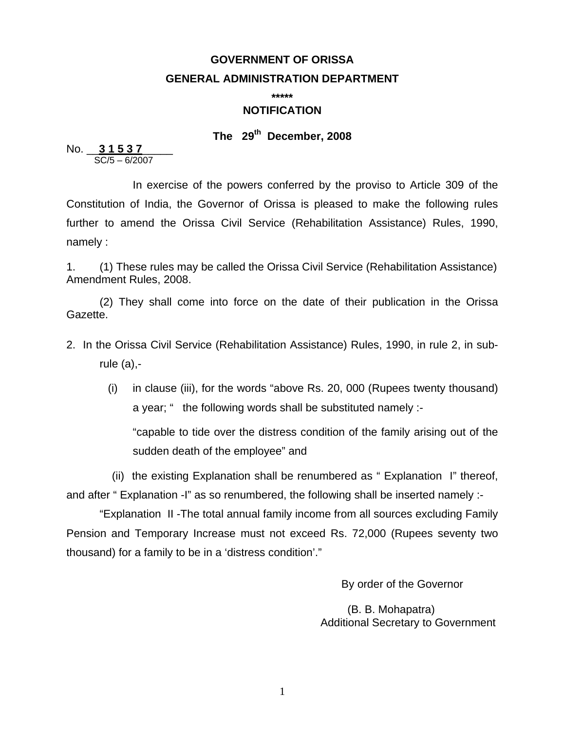**GOVERNMENT OF ORISSA**

**GENERAL ADMINISTRATION DEPARTMENT**

**\*\*\*\*\***

**NOTIFICATION**

**The 29th December, 2008**

No. **3 1 5 3 7**
SC/5 – 6/2007

In exercise of the powers conferred by the proviso to Article 309 of the Constitution of India, the Governor of Orissa is pleased to make the following rules further to amend the Orissa Civil Service (Rehabilitation Assistance) Rules, 1990, namely :

1. (1) These rules may be called the Orissa Civil Service (Rehabilitation Assistance) Amendment Rules, 2008.

   (2) They shall come into force on the date of their publication in the Orissa Gazette.

2. In the Orissa Civil Service (Rehabilitation Assistance) Rules, 1990, in rule 2, in sub-rule (a),-

   (i) in clause (iii), for the words "above Rs. 20, 000 (Rupees twenty thousand) a year; " the following words shall be substituted namely :-

   "capable to tide over the distress condition of the family arising out of the sudden death of the employee" and

   (ii) the existing Explanation shall be renumbered as " Explanation I" thereof, and after " Explanation -I" as so renumbered, the following shall be inserted namely :-

   "Explanation II -The total annual family income from all sources excluding Family Pension and Temporary Increase must not exceed Rs. 72,000 (Rupees seventy two thousand) for a family to be in a 'distress condition'."

By order of the Governor

(B. B. Mohapatra)
Additional Secretary to Government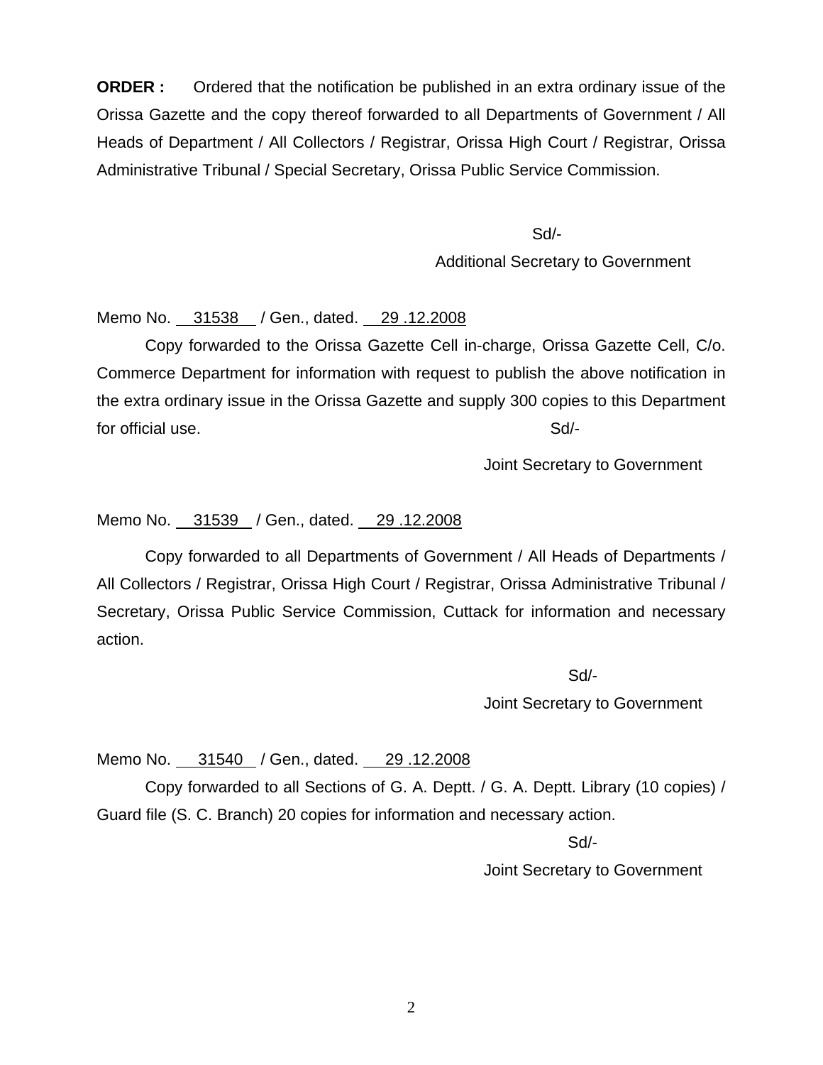**ORDER :** Ordered that the notification be published in an extra ordinary issue of the Orissa Gazette and the copy thereof forwarded to all Departments of Government / All Heads of Department / All Collectors / Registrar, Orissa High Court / Registrar, Orissa Administrative Tribunal / Special Secretary, Orissa Public Service Commission.

Sd/-

Additional Secretary to Government

Memo No. 31538 / Gen., dated. 29 .12.2008

Copy forwarded to the Orissa Gazette Cell in-charge, Orissa Gazette Cell, C/o. Commerce Department for information with request to publish the above notification in the extra ordinary issue in the Orissa Gazette and supply 300 copies to this Department for official use.

Sd/-

Joint Secretary to Government

Memo No. 31539 / Gen., dated. 29 .12.2008

Copy forwarded to all Departments of Government / All Heads of Departments / All Collectors / Registrar, Orissa High Court / Registrar, Orissa Administrative Tribunal / Secretary, Orissa Public Service Commission, Cuttack for information and necessary action.

Sd/-

Joint Secretary to Government

Memo No. 31540 / Gen., dated. 29 .12.2008

Copy forwarded to all Sections of G. A. Deptt. / G. A. Deptt. Library (10 copies) / Guard file (S. C. Branch) 20 copies for information and necessary action.

Sd/-

Joint Secretary to Government